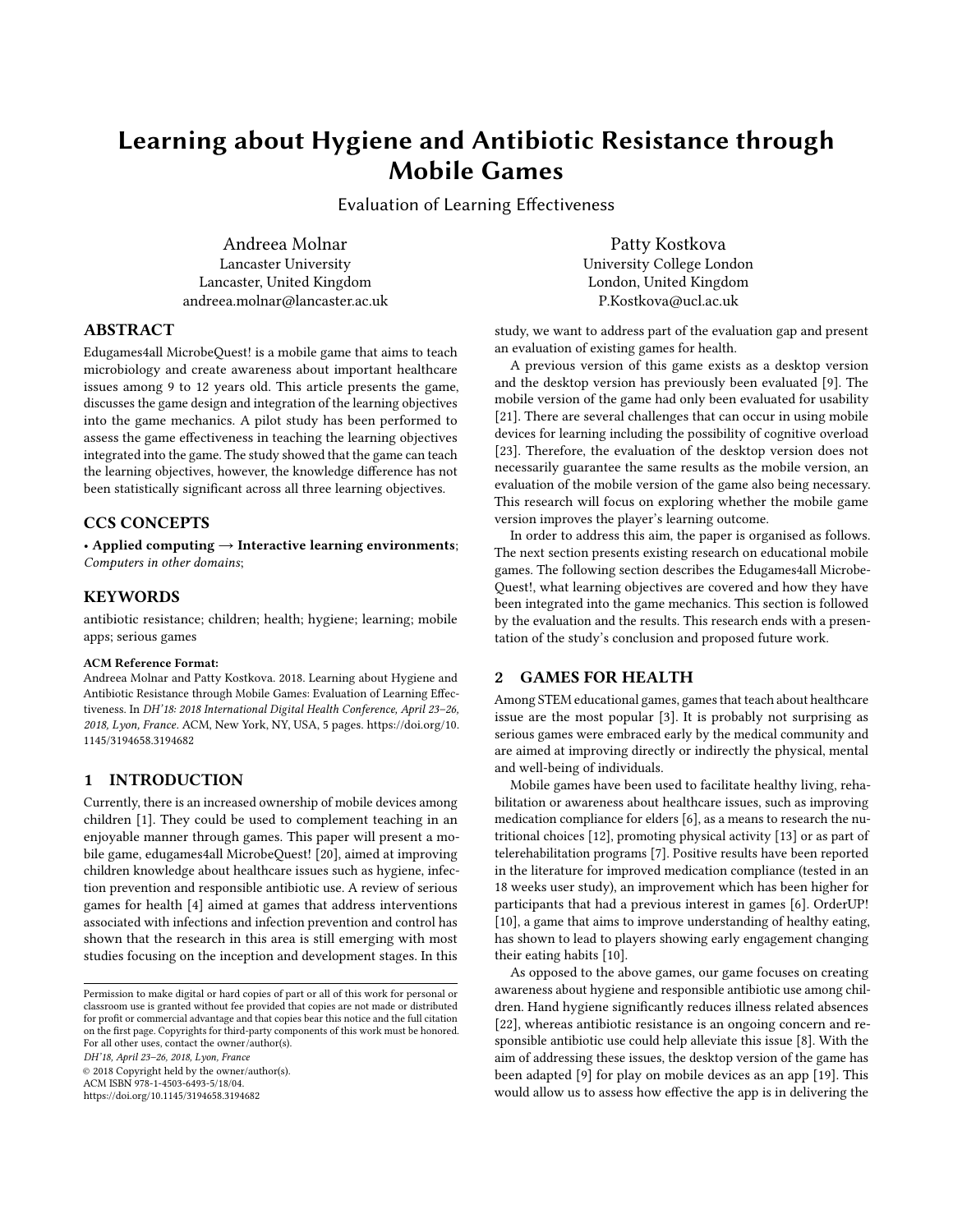# Learning about Hygiene and Antibiotic Resistance through Mobile Games

Evaluation of Learning Effectiveness

Andreea Molnar
Lancaster University
Lancaster, United Kingdom
andreea.molnar@lancaster.ac.uk

Patty Kostkova
University College London
London, United Kingdom
P.Kostkova@ucl.ac.uk

## ABSTRACT

Edugames4all MicrobeQuest! is a mobile game that aims to teach microbiology and create awareness about important healthcare issues among 9 to 12 years old. This article presents the game, discusses the game design and integration of the learning objectives into the game mechanics. A pilot study has been performed to assess the game effectiveness in teaching the learning objectives integrated into the game. The study showed that the game can teach the learning objectives, however, the knowledge difference has not been statistically significant across all three learning objectives.

## CCS CONCEPTS

• **Applied computing → Interactive learning environments**; *Computers in other domains*;

## KEYWORDS

antibiotic resistance; children; health; hygiene; learning; mobile apps; serious games

**ACM Reference Format:**
Andreea Molnar and Patty Kostkova. 2018. Learning about Hygiene and Antibiotic Resistance through Mobile Games: Evaluation of Learning Effectiveness. In *DH'18: 2018 International Digital Health Conference, April 23–26, 2018, Lyon, France.* ACM, New York, NY, USA, 5 pages. https://doi.org/10.1145/3194658.3194682

## 1 INTRODUCTION

Currently, there is an increased ownership of mobile devices among children [1]. They could be used to complement teaching in an enjoyable manner through games. This paper will present a mobile game, edugames4all MicrobeQuest! [20], aimed at improving children knowledge about healthcare issues such as hygiene, infection prevention and responsible antibiotic use. A review of serious games for health [4] aimed at games that address interventions associated with infections and infection prevention and control has shown that the research in this area is still emerging with most studies focusing on the inception and development stages. In this study, we want to address part of the evaluation gap and present an evaluation of existing games for health.

A previous version of this game exists as a desktop version and the desktop version has previously been evaluated [9]. The mobile version of the game had only been evaluated for usability [21]. There are several challenges that can occur in using mobile devices for learning including the possibility of cognitive overload [23]. Therefore, the evaluation of the desktop version does not necessarily guarantee the same results as the mobile version, an evaluation of the mobile version of the game also being necessary. This research will focus on exploring whether the mobile game version improves the player's learning outcome.

In order to address this aim, the paper is organised as follows. The next section presents existing research on educational mobile games. The following section describes the Edugames4all MicrobeQuest!, what learning objectives are covered and how they have been integrated into the game mechanics. This section is followed by the evaluation and the results. This research ends with a presentation of the study's conclusion and proposed future work.

## 2 GAMES FOR HEALTH

Among STEM educational games, games that teach about healthcare issue are the most popular [3]. It is probably not surprising as serious games were embraced early by the medical community and are aimed at improving directly or indirectly the physical, mental and well-being of individuals.

Mobile games have been used to facilitate healthy living, rehabilitation or awareness about healthcare issues, such as improving medication compliance for elders [6], as a means to research the nutritional choices [12], promoting physical activity [13] or as part of telerehabilitation programs [7]. Positive results have been reported in the literature for improved medication compliance (tested in an 18 weeks user study), an improvement which has been higher for participants that had a previous interest in games [6]. OrderUP! [10], a game that aims to improve understanding of healthy eating, has shown to lead to players showing early engagement changing their eating habits [10].

As opposed to the above games, our game focuses on creating awareness about hygiene and responsible antibiotic use among children. Hand hygiene significantly reduces illness related absences [22], whereas antibiotic resistance is an ongoing concern and responsible antibiotic use could help alleviate this issue [8]. With the aim of addressing these issues, the desktop version of the game has been adapted [9] for play on mobile devices as an app [19]. This would allow us to assess how effective the app is in delivering the

Permission to make digital or hard copies of part or all of this work for personal or classroom use is granted without fee provided that copies are not made or distributed for profit or commercial advantage and that copies bear this notice and the full citation on the first page. Copyrights for third-party components of this work must be honored. For all other uses, contact the owner/author(s).
*DH'18, April 23–26, 2018, Lyon, France*
© 2018 Copyright held by the owner/author(s).
ACM ISBN 978-1-4503-6493-5/18/04.
https://doi.org/10.1145/3194658.3194682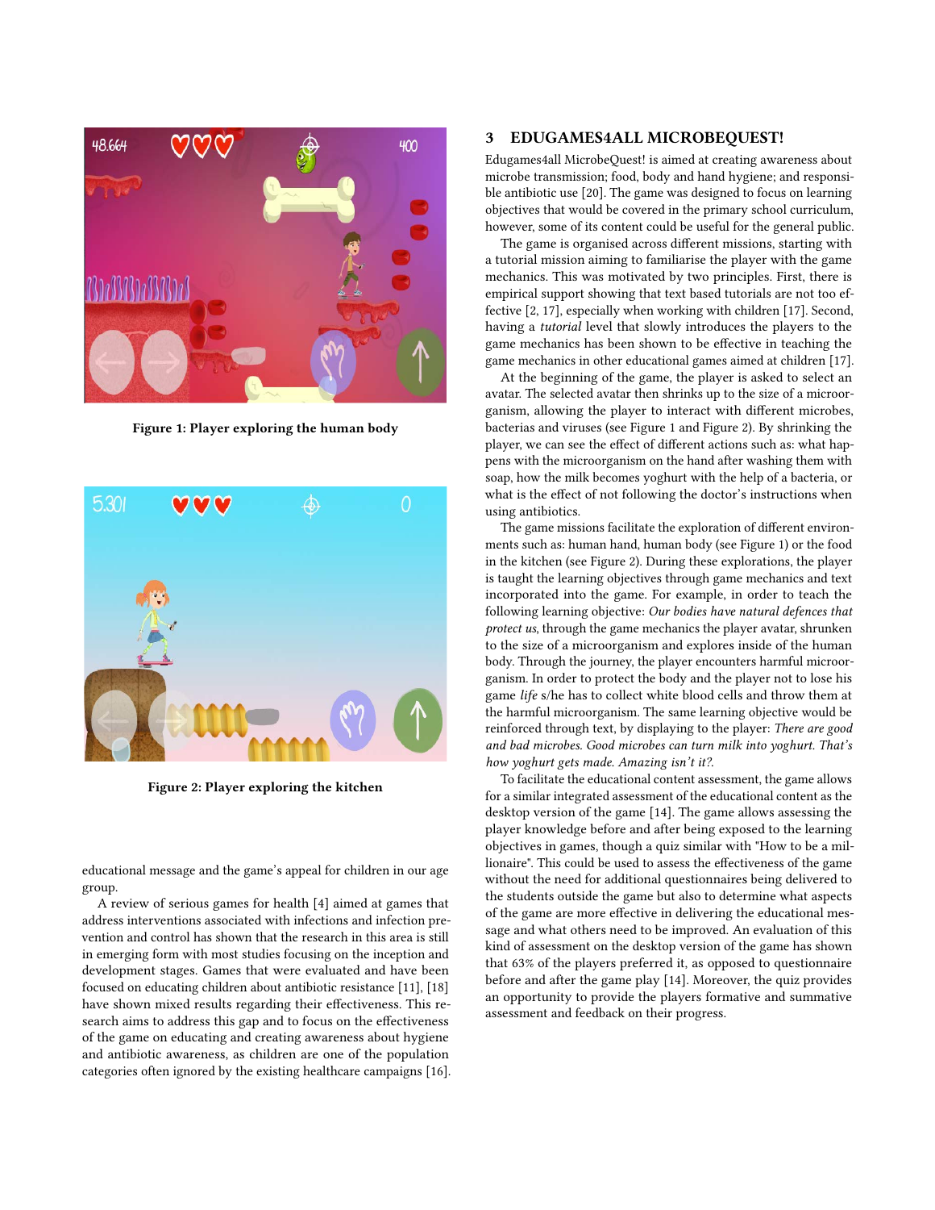Figure 1: Player exploring the human body

Figure 2: Player exploring the kitchen

educational message and the game's appeal for children in our age group.

A review of serious games for health [4] aimed at games that address interventions associated with infections and infection prevention and control has shown that the research in this area is still in emerging form with most studies focusing on the inception and development stages. Games that were evaluated and have been focused on educating children about antibiotic resistance [11], [18] have shown mixed results regarding their effectiveness. This research aims to address this gap and to focus on the effectiveness of the game on educating and creating awareness about hygiene and antibiotic awareness, as children are one of the population categories often ignored by the existing healthcare campaigns [16].

## 3 EDUGAMES4ALL MICROBEQUEST!

Edugames4all MicrobeQuest! is aimed at creating awareness about microbe transmission; food, body and hand hygiene; and responsible antibiotic use [20]. The game was designed to focus on learning objectives that would be covered in the primary school curriculum, however, some of its content could be useful for the general public.

The game is organised across different missions, starting with a tutorial mission aiming to familiarise the player with the game mechanics. This was motivated by two principles. First, there is empirical support showing that text based tutorials are not too effective [2, 17], especially when working with children [17]. Second, having a *tutorial* level that slowly introduces the players to the game mechanics has been shown to be effective in teaching the game mechanics in other educational games aimed at children [17].

At the beginning of the game, the player is asked to select an avatar. The selected avatar then shrinks up to the size of a microorganism, allowing the player to interact with different microbes, bacterias and viruses (see Figure 1 and Figure 2). By shrinking the player, we can see the effect of different actions such as: what happens with the microorganism on the hand after washing them with soap, how the milk becomes yoghurt with the help of a bacteria, or what is the effect of not following the doctor's instructions when using antibiotics.

The game missions facilitate the exploration of different environments such as: human hand, human body (see Figure 1) or the food in the kitchen (see Figure 2). During these explorations, the player is taught the learning objectives through game mechanics and text incorporated into the game. For example, in order to teach the following learning objective: *Our bodies have natural defences that protect us*, through the game mechanics the player avatar, shrunken to the size of a microorganism and explores inside of the human body. Through the journey, the player encounters harmful microorganism. In order to protect the body and the player not to lose his game *life* s/he has to collect white blood cells and throw them at the harmful microorganism. The same learning objective would be reinforced through text, by displaying to the player: *There are good and bad microbes. Good microbes can turn milk into yoghurt. That's how yoghurt gets made. Amazing isn't it?*.

To facilitate the educational content assessment, the game allows for a similar integrated assessment of the educational content as the desktop version of the game [14]. The game allows assessing the player knowledge before and after being exposed to the learning objectives in games, though a quiz similar with "How to be a millionaire". This could be used to assess the effectiveness of the game without the need for additional questionnaires being delivered to the students outside the game but also to determine what aspects of the game are more effective in delivering the educational message and what others need to be improved. An evaluation of this kind of assessment on the desktop version of the game has shown that 63% of the players preferred it, as opposed to questionnaire before and after the game play [14]. Moreover, the quiz provides an opportunity to provide the players formative and summative assessment and feedback on their progress.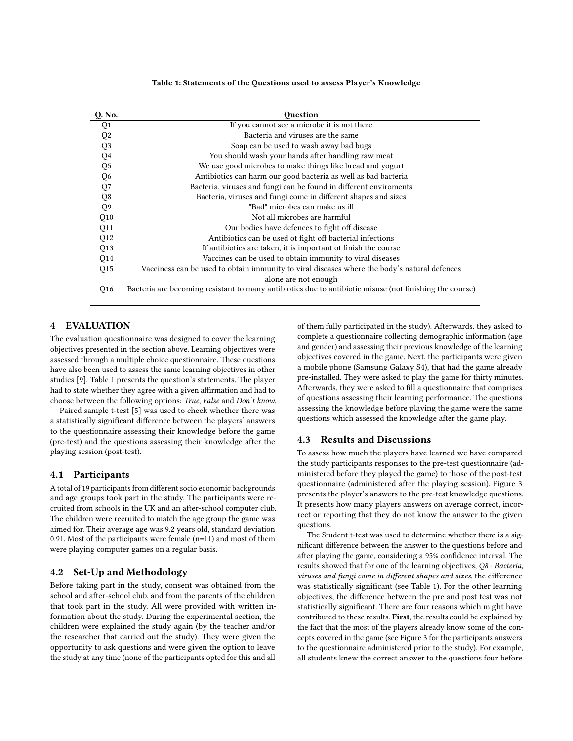Table 1: Statements of the Questions used to assess Player's Knowledge

| Q. No. | Question |
|---|---|
| Q1 | If you cannot see a microbe it is not there |
| Q2 | Bacteria and viruses are the same |
| Q3 | Soap can be used to wash away bad bugs |
| Q4 | You should wash your hands after handling raw meat |
| Q5 | We use good microbes to make things like bread and yogurt |
| Q6 | Antibiotics can harm our good bacteria as well as bad bacteria |
| Q7 | Bacteria, viruses and fungi can be found in different enviroments |
| Q8 | Bacteria, viruses and fungi come in different shapes and sizes |
| Q9 | "Bad" microbes can make us ill |
| Q10 | Not all microbes are harmful |
| Q11 | Our bodies have defences to fight off disease |
| Q12 | Antibiotics can be used ot fight off bacterial infections |
| Q13 | If antibiotics are taken, it is important ot finish the course |
| Q14 | Vaccines can be used to obtain immunity to viral diseases |
| Q15 | Vacciness can be used to obtain immunity to viral diseases where the body's natural defences alone are not enough |
| Q16 | Bacteria are becoming resistant to many antibiotics due to antibiotic misuse (not finishing the course) |

## 4 EVALUATION

The evaluation questionnaire was designed to cover the learning objectives presented in the section above. Learning objectives were assessed through a multiple choice questionnaire. These questions have also been used to assess the same learning objectives in other studies [9]. Table 1 presents the question's statements. The player had to state whether they agree with a given affirmation and had to choose between the following options: *True*, *False* and *Don't know*.

Paired sample t-test [5] was used to check whether there was a statistically significant difference between the players' answers to the questionnaire assessing their knowledge before the game (pre-test) and the questions assessing their knowledge after the playing session (post-test).

### 4.1 Participants

A total of 19 participants from different socio economic backgrounds and age groups took part in the study. The participants were recruited from schools in the UK and an after-school computer club. The children were recruited to match the age group the game was aimed for. Their average age was 9.2 years old, standard deviation 0.91. Most of the participants were female (n=11) and most of them were playing computer games on a regular basis.

### 4.2 Set-Up and Methodology

Before taking part in the study, consent was obtained from the school and after-school club, and from the parents of the children that took part in the study. All were provided with written information about the study. During the experimental section, the children were explained the study again (by the teacher and/or the researcher that carried out the study). They were given the opportunity to ask questions and were given the option to leave the study at any time (none of the participants opted for this and all of them fully participated in the study). Afterwards, they asked to complete a questionnaire collecting demographic information (age and gender) and assessing their previous knowledge of the learning objectives covered in the game. Next, the participants were given a mobile phone (Samsung Galaxy S4), that had the game already pre-installed. They were asked to play the game for thirty minutes. Afterwards, they were asked to fill a questionnaire that comprises of questions assessing their learning performance. The questions assessing the knowledge before playing the game were the same questions which assessed the knowledge after the game play.

### 4.3 Results and Discussions

To assess how much the players have learned we have compared the study participants responses to the pre-test questionnaire (administered before they played the game) to those of the post-test questionnaire (administered after the playing session). Figure 3 presents the player's answers to the pre-test knowledge questions. It presents how many players answers on average correct, incorrect or reporting that they do not know the answer to the given questions.

The Student t-test was used to determine whether there is a significant difference between the answer to the questions before and after playing the game, considering a 95% confidence interval. The results showed that for one of the learning objectives, *Q8 - Bacteria, viruses and fungi come in different shapes and sizes*, the difference was statistically significant (see Table 1). For the other learning objectives, the difference between the pre and post test was not statistically significant. There are four reasons which might have contributed to these results. **First**, the results could be explained by the fact that the most of the players already know some of the concepts covered in the game (see Figure 3 for the participants answers to the questionnaire administered prior to the study). For example, all students knew the correct answer to the questions four before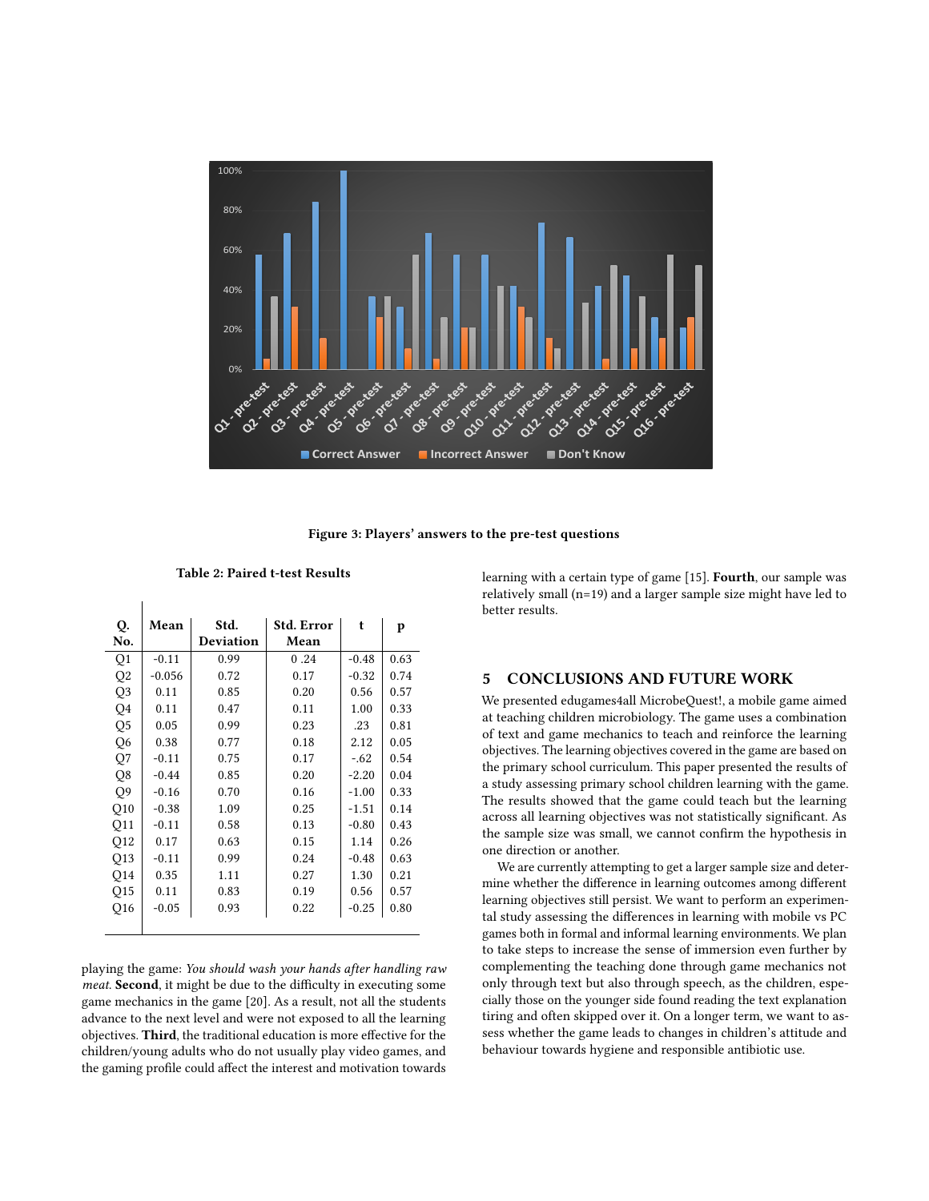Figure 3: Players' answers to the pre-test questions

Table 2: Paired t-test Results

| Q. No. | Mean | Std. Deviation | Std. Error Mean | t | p |
|---|---|---|---|---|---|
| Q1 | -0.11 | 0.99 | 0 .24 | -0.48 | 0.63 |
| Q2 | -0.056 | 0.72 | 0.17 | -0.32 | 0.74 |
| Q3 | 0.11 | 0.85 | 0.20 | 0.56 | 0.57 |
| Q4 | 0.11 | 0.47 | 0.11 | 1.00 | 0.33 |
| Q5 | 0.05 | 0.99 | 0.23 | .23 | 0.81 |
| Q6 | 0.38 | 0.77 | 0.18 | 2.12 | 0.05 |
| Q7 | -0.11 | 0.75 | 0.17 | -.62 | 0.54 |
| Q8 | -0.44 | 0.85 | 0.20 | -2.20 | 0.04 |
| Q9 | -0.16 | 0.70 | 0.16 | -1.00 | 0.33 |
| Q10 | -0.38 | 1.09 | 0.25 | -1.51 | 0.14 |
| Q11 | -0.11 | 0.58 | 0.13 | -0.80 | 0.43 |
| Q12 | 0.17 | 0.63 | 0.15 | 1.14 | 0.26 |
| Q13 | -0.11 | 0.99 | 0.24 | -0.48 | 0.63 |
| Q14 | 0.35 | 1.11 | 0.27 | 1.30 | 0.21 |
| Q15 | 0.11 | 0.83 | 0.19 | 0.56 | 0.57 |
| Q16 | -0.05 | 0.93 | 0.22 | -0.25 | 0.80 |

playing the game: *You should wash your hands after handling raw meat.* **Second**, it might be due to the difficulty in executing some game mechanics in the game [20]. As a result, not all the students advance to the next level and were not exposed to all the learning objectives. **Third**, the traditional education is more effective for the children/young adults who do not usually play video games, and the gaming profile could affect the interest and motivation towards learning with a certain type of game [15]. **Fourth**, our sample was relatively small (n=19) and a larger sample size might have led to better results.

## 5 CONCLUSIONS AND FUTURE WORK

We presented edugames4all MicrobeQuest!, a mobile game aimed at teaching children microbiology. The game uses a combination of text and game mechanics to teach and reinforce the learning objectives. The learning objectives covered in the game are based on the primary school curriculum. This paper presented the results of a study assessing primary school children learning with the game. The results showed that the game could teach but the learning across all learning objectives was not statistically significant. As the sample size was small, we cannot confirm the hypothesis in one direction or another.

We are currently attempting to get a larger sample size and determine whether the difference in learning outcomes among different learning objectives still persist. We want to perform an experimental study assessing the differences in learning with mobile vs PC games both in formal and informal learning environments. We plan to take steps to increase the sense of immersion even further by complementing the teaching done through game mechanics not only through text but also through speech, as the children, especially those on the younger side found reading the text explanation tiring and often skipped over it. On a longer term, we want to assess whether the game leads to changes in children's attitude and behaviour towards hygiene and responsible antibiotic use.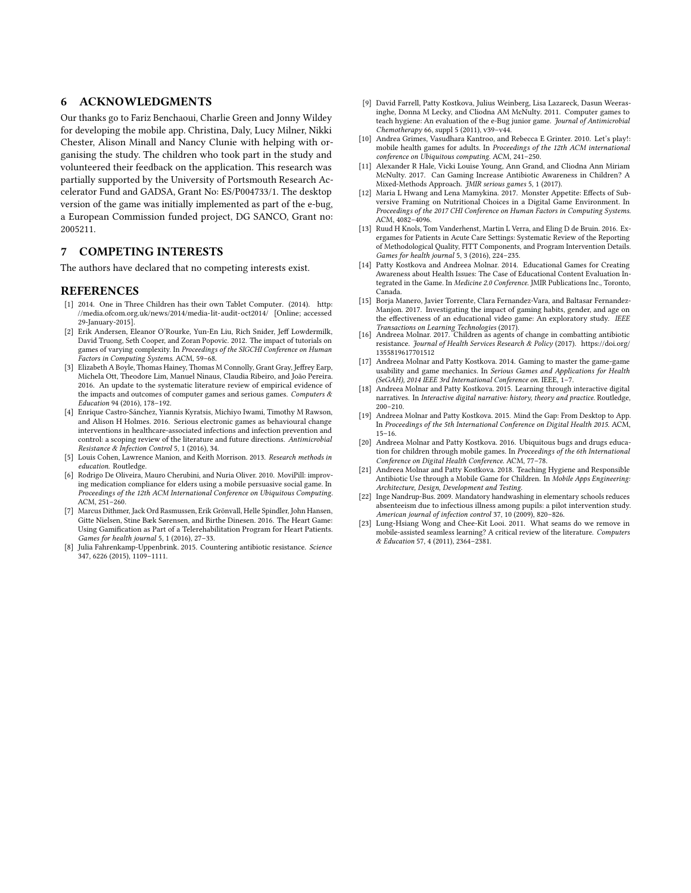## 6 ACKNOWLEDGMENTS

Our thanks go to Fariz Benchaoui, Charlie Green and Jonny Wildey for developing the mobile app. Christina, Daly, Lucy Milner, Nikki Chester, Alison Minall and Nancy Clunie with helping with organising the study. The children who took part in the study and volunteered their feedback on the application. This research was partially supported by the University of Portsmouth Research Accelerator Fund and GADSA, Grant No: ES/P004733/1. The desktop version of the game was initially implemented as part of the e-bug, a European Commission funded project, DG SANCO, Grant no: 2005211.

## 7 COMPETING INTERESTS

The authors have declared that no competing interests exist.

## REFERENCES

[1] 2014. One in Three Children has their own Tablet Computer. (2014). http://media.ofcom.org.uk/news/2014/media-lit-audit-oct2014/ [Online; accessed 29-January-2015].

[2] Erik Andersen, Eleanor O'Rourke, Yun-En Liu, Rich Snider, Jeff Lowdermilk, David Truong, Seth Cooper, and Zoran Popovic. 2012. The impact of tutorials on games of varying complexity. In *Proceedings of the SIGCHI Conference on Human Factors in Computing Systems*. ACM, 59–68.

[3] Elizabeth A Boyle, Thomas Hainey, Thomas M Connolly, Grant Gray, Jeffrey Earp, Michela Ott, Theodore Lim, Manuel Ninaus, Claudia Ribeiro, and João Pereira. 2016. An update to the systematic literature review of empirical evidence of the impacts and outcomes of computer games and serious games. *Computers & Education* 94 (2016), 178–192.

[4] Enrique Castro-Sánchez, Yiannis Kyratsis, Michiyo Iwami, Timothy M Rawson, and Alison H Holmes. 2016. Serious electronic games as behavioural change interventions in healthcare-associated infections and infection prevention and control: a scoping review of the literature and future directions. *Antimicrobial Resistance & Infection Control* 5, 1 (2016), 34.

[5] Louis Cohen, Lawrence Manion, and Keith Morrison. 2013. *Research methods in education*. Routledge.

[6] Rodrigo De Oliveira, Mauro Cherubini, and Nuria Oliver. 2010. MoviPill: improving medication compliance for elders using a mobile persuasive social game. In *Proceedings of the 12th ACM International Conference on Ubiquitous Computing*. ACM, 251–260.

[7] Marcus Dithmer, Jack Ord Rasmussen, Erik Grönvall, Helle Spindler, John Hansen, Gitte Nielsen, Stine Bæk Sørensen, and Birthe Dinesen. 2016. The Heart Game: Using Gamification as Part of a Telerehabilitation Program for Heart Patients. *Games for health journal* 5, 1 (2016), 27–33.

[8] Julia Fahrenkamp-Uppenbrink. 2015. Countering antibiotic resistance. *Science* 347, 6226 (2015), 1109–1111.

[9] David Farrell, Patty Kostkova, Julius Weinberg, Lisa Lazareck, Dasun Weerasinghe, Donna M Lecky, and Cliodna AM McNulty. 2011. Computer games to teach hygiene: An evaluation of the e-Bug junior game. *Journal of Antimicrobial Chemotherapy* 66, suppl 5 (2011), v39–v44.

[10] Andrea Grimes, Vasudhara Kantroo, and Rebecca E Grinter. 2010. Let's play!: mobile health games for adults. In *Proceedings of the 12th ACM international conference on Ubiquitous computing*. ACM, 241–250.

[11] Alexander R Hale, Vicki Louise Young, Ann Grand, and Cliodna Ann Miriam McNulty. 2017. Can Gaming Increase Antibiotic Awareness in Children? A Mixed-Methods Approach. *JMIR serious games* 5, 1 (2017).

[12] Maria L Hwang and Lena Mamykina. 2017. Monster Appetite: Effects of Subversive Framing on Nutritional Choices in a Digital Game Environment. In *Proceedings of the 2017 CHI Conference on Human Factors in Computing Systems*. ACM, 4082–4096.

[13] Ruud H Knols, Tom Vanderhenst, Martin L Verra, and Eling D de Bruin. 2016. Exergames for Patients in Acute Care Settings: Systematic Review of the Reporting of Methodological Quality, FITT Components, and Program Intervention Details. *Games for health journal* 5, 3 (2016), 224–235.

[14] Patty Kostkova and Andreea Molnar. 2014. Educational Games for Creating Awareness about Health Issues: The Case of Educational Content Evaluation Integrated in the Game. In *Medicine 2.0 Conference*. JMIR Publications Inc., Toronto, Canada.

[15] Borja Manero, Javier Torrente, Clara Fernandez-Vara, and Baltasar Fernandez-Manjon. 2017. Investigating the impact of gaming habits, gender, and age on the effectiveness of an educational video game: An exploratory study. *IEEE Transactions on Learning Technologies* (2017).

[16] Andreea Molnar. 2017. Children as agents of change in combatting antibiotic resistance. *Journal of Health Services Research & Policy* (2017). https://doi.org/1355819617701512

[17] Andreea Molnar and Patty Kostkova. 2014. Gaming to master the game-game usability and game mechanics. In *Serious Games and Applications for Health (SeGAH), 2014 IEEE 3rd International Conference on*. IEEE, 1–7.

[18] Andreea Molnar and Patty Kostkova. 2015. Learning through interactive digital narratives. In *Interactive digital narrative: history, theory and practice*. Routledge, 200–210.

[19] Andreea Molnar and Patty Kostkova. 2015. Mind the Gap: From Desktop to App. In *Proceedings of the 5th International Conference on Digital Health 2015*. ACM, 15–16.

[20] Andreea Molnar and Patty Kostkova. 2016. Ubiquitous bugs and drugs education for children through mobile games. In *Proceedings of the 6th International Conference on Digital Health Conference*. ACM, 77–78.

[21] Andreea Molnar and Patty Kostkova. 2018. Teaching Hygiene and Responsible Antibiotic Use through a Mobile Game for Children. In *Mobile Apps Engineering: Architecture, Design, Development and Testing*.

[22] Inge Nandrup-Bus. 2009. Mandatory handwashing in elementary schools reduces absenteeism due to infectious illness among pupils: a pilot intervention study. *American journal of infection control* 37, 10 (2009), 820–826.

[23] Lung-Hsiang Wong and Chee-Kit Looi. 2011. What seams do we remove in mobile-assisted seamless learning? A critical review of the literature. *Computers & Education* 57, 4 (2011), 2364–2381.